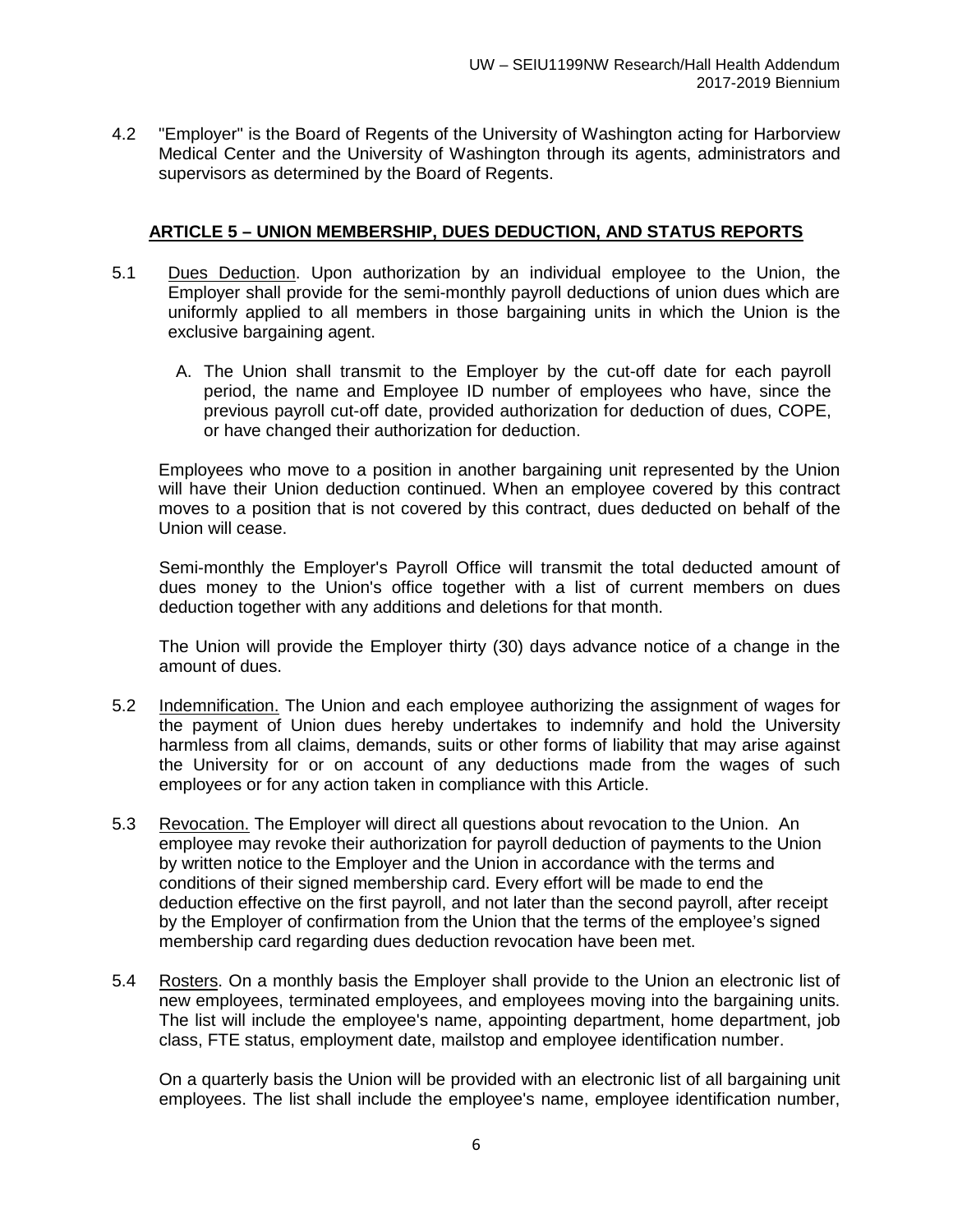4.2 "Employer" is the Board of Regents of the University of Washington acting for Harborview Medical Center and the University of Washington through its agents, administrators and supervisors as determined by the Board of Regents.

## ARTICLE 5 – UNION MEMBERSHIP, DUES DEDUCTION, AND STATUS REPORTS

5.1 Dues Deduction. Upon authorization by an individual employee to the Union, the Employer shall provide for the semi-monthly payroll deductions of union dues which are uniformly applied to all members in those bargaining units in which the Union is the exclusive bargaining agent.

A. The Union shall transmit to the Employer by the cut-off date for each payroll period, the name and Employee ID number of employees who have, since the previous payroll cut-off date, provided authorization for deduction of dues, COPE, or have changed their authorization for deduction.

Employees who move to a position in another bargaining unit represented by the Union will have their Union deduction continued. When an employee covered by this contract moves to a position that is not covered by this contract, dues deducted on behalf of the Union will cease.

Semi-monthly the Employer's Payroll Office will transmit the total deducted amount of dues money to the Union's office together with a list of current members on dues deduction together with any additions and deletions for that month.

The Union will provide the Employer thirty (30) days advance notice of a change in the amount of dues.

5.2 Indemnification. The Union and each employee authorizing the assignment of wages for the payment of Union dues hereby undertakes to indemnify and hold the University harmless from all claims, demands, suits or other forms of liability that may arise against the University for or on account of any deductions made from the wages of such employees or for any action taken in compliance with this Article.

5.3 Revocation. The Employer will direct all questions about revocation to the Union. An employee may revoke their authorization for payroll deduction of payments to the Union by written notice to the Employer and the Union in accordance with the terms and conditions of their signed membership card. Every effort will be made to end the deduction effective on the first payroll, and not later than the second payroll, after receipt by the Employer of confirmation from the Union that the terms of the employee's signed membership card regarding dues deduction revocation have been met.

5.4 Rosters. On a monthly basis the Employer shall provide to the Union an electronic list of new employees, terminated employees, and employees moving into the bargaining units. The list will include the employee's name, appointing department, home department, job class, FTE status, employment date, mailstop and employee identification number.

On a quarterly basis the Union will be provided with an electronic list of all bargaining unit employees. The list shall include the employee's name, employee identification number,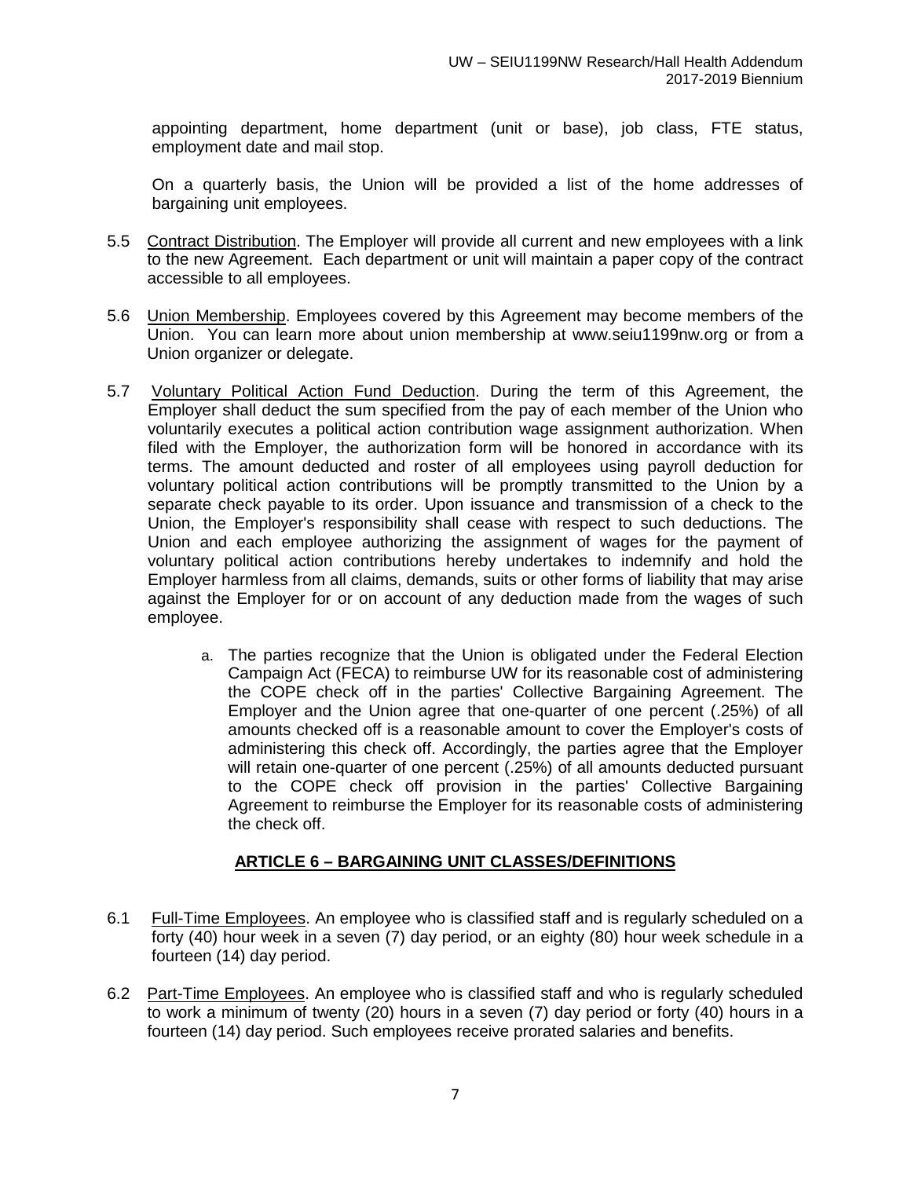appointing department, home department (unit or base), job class, FTE status, employment date and mail stop.

On a quarterly basis, the Union will be provided a list of the home addresses of bargaining unit employees.

5.5 Contract Distribution. The Employer will provide all current and new employees with a link to the new Agreement. Each department or unit will maintain a paper copy of the contract accessible to all employees.

5.6 Union Membership. Employees covered by this Agreement may become members of the Union. You can learn more about union membership at www.seiu1199nw.org or from a Union organizer or delegate.

5.7 Voluntary Political Action Fund Deduction. During the term of this Agreement, the Employer shall deduct the sum specified from the pay of each member of the Union who voluntarily executes a political action contribution wage assignment authorization. When filed with the Employer, the authorization form will be honored in accordance with its terms. The amount deducted and roster of all employees using payroll deduction for voluntary political action contributions will be promptly transmitted to the Union by a separate check payable to its order. Upon issuance and transmission of a check to the Union, the Employer's responsibility shall cease with respect to such deductions. The Union and each employee authorizing the assignment of wages for the payment of voluntary political action contributions hereby undertakes to indemnify and hold the Employer harmless from all claims, demands, suits or other forms of liability that may arise against the Employer for or on account of any deduction made from the wages of such employee.

a. The parties recognize that the Union is obligated under the Federal Election Campaign Act (FECA) to reimburse UW for its reasonable cost of administering the COPE check off in the parties' Collective Bargaining Agreement. The Employer and the Union agree that one-quarter of one percent (.25%) of all amounts checked off is a reasonable amount to cover the Employer's costs of administering this check off. Accordingly, the parties agree that the Employer will retain one-quarter of one percent (.25%) of all amounts deducted pursuant to the COPE check off provision in the parties' Collective Bargaining Agreement to reimburse the Employer for its reasonable costs of administering the check off.

## ARTICLE 6 – BARGAINING UNIT CLASSES/DEFINITIONS

6.1 Full-Time Employees. An employee who is classified staff and is regularly scheduled on a forty (40) hour week in a seven (7) day period, or an eighty (80) hour week schedule in a fourteen (14) day period.

6.2 Part-Time Employees. An employee who is classified staff and who is regularly scheduled to work a minimum of twenty (20) hours in a seven (7) day period or forty (40) hours in a fourteen (14) day period. Such employees receive prorated salaries and benefits.